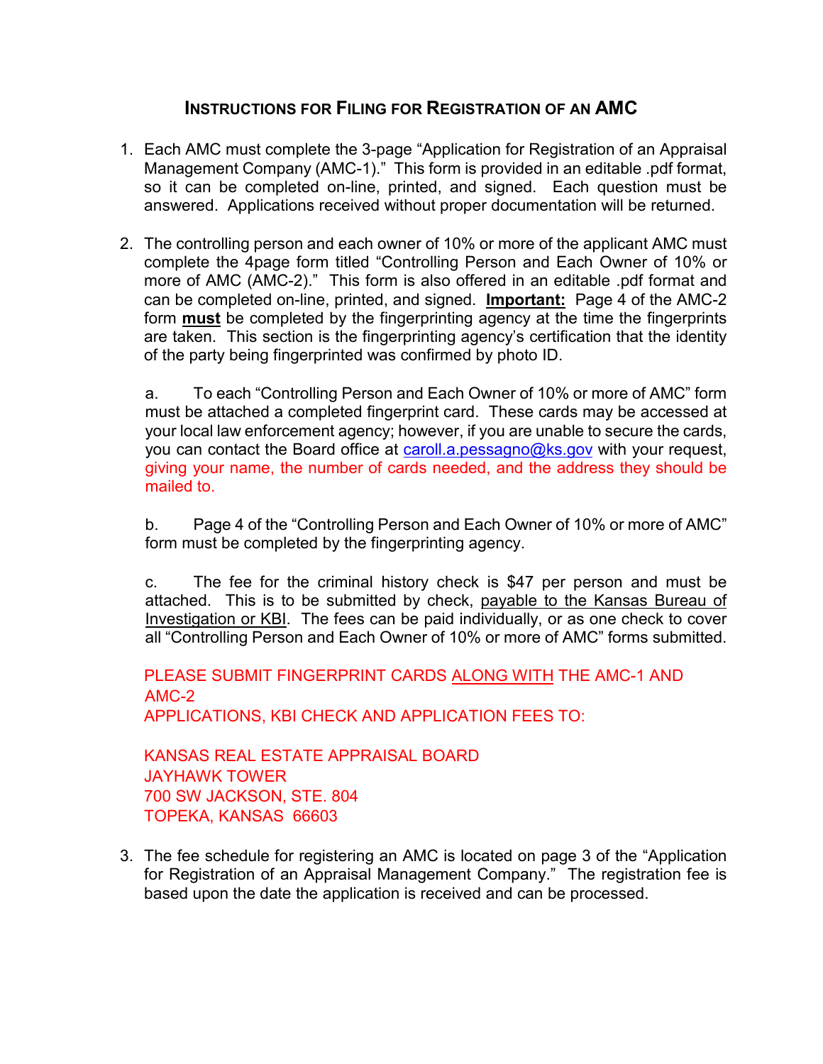# INSTRUCTIONS FOR FILING FOR REGISTRATION OF AN AMC

1. Each AMC must complete the 3-page "Application for Registration of an Appraisal Management Company (AMC-1)." This form is provided in an editable .pdf format, so it can be completed on-line, printed, and signed. Each question must be answered. Applications received without proper documentation will be returned.

2. The controlling person and each owner of 10% or more of the applicant AMC must complete the 4page form titled "Controlling Person and Each Owner of 10% or more of AMC (AMC-2)." This form is also offered in an editable .pdf format and can be completed on-line, printed, and signed. **Important:** Page 4 of the AMC-2 form **must** be completed by the fingerprinting agency at the time the fingerprints are taken. This section is the fingerprinting agency's certification that the identity of the party being fingerprinted was confirmed by photo ID.

   a. To each "Controlling Person and Each Owner of 10% or more of AMC" form must be attached a completed fingerprint card. These cards may be accessed at your local law enforcement agency; however, if you are unable to secure the cards, you can contact the Board office at caroll.a.pessagno@ks.gov with your request, giving your name, the number of cards needed, and the address they should be mailed to.

   b. Page 4 of the "Controlling Person and Each Owner of 10% or more of AMC" form must be completed by the fingerprinting agency.

   c. The fee for the criminal history check is $47 per person and must be attached. This is to be submitted by check, payable to the Kansas Bureau of Investigation or KBI. The fees can be paid individually, or as one check to cover all "Controlling Person and Each Owner of 10% or more of AMC" forms submitted.

   PLEASE SUBMIT FINGERPRINT CARDS ALONG WITH THE AMC-1 AND AMC-2
   APPLICATIONS, KBI CHECK AND APPLICATION FEES TO:

   KANSAS REAL ESTATE APPRAISAL BOARD
   JAYHAWK TOWER
   700 SW JACKSON, STE. 804
   TOPEKA, KANSAS 66603

3. The fee schedule for registering an AMC is located on page 3 of the "Application for Registration of an Appraisal Management Company." The registration fee is based upon the date the application is received and can be processed.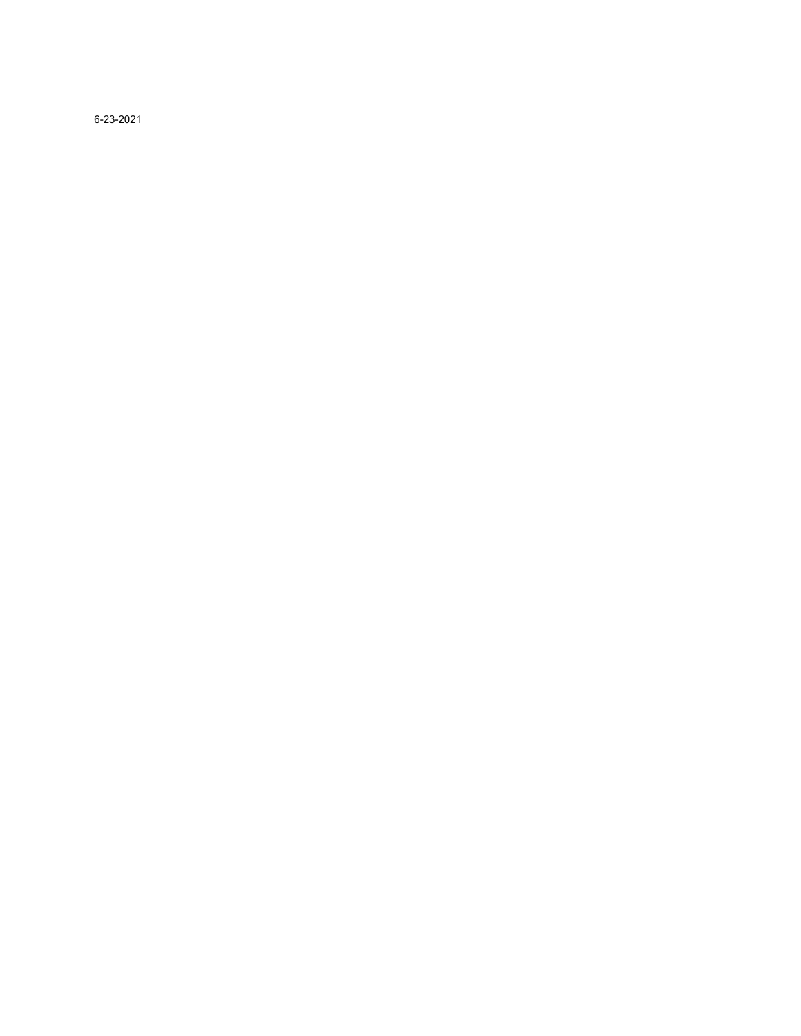6-23-2021